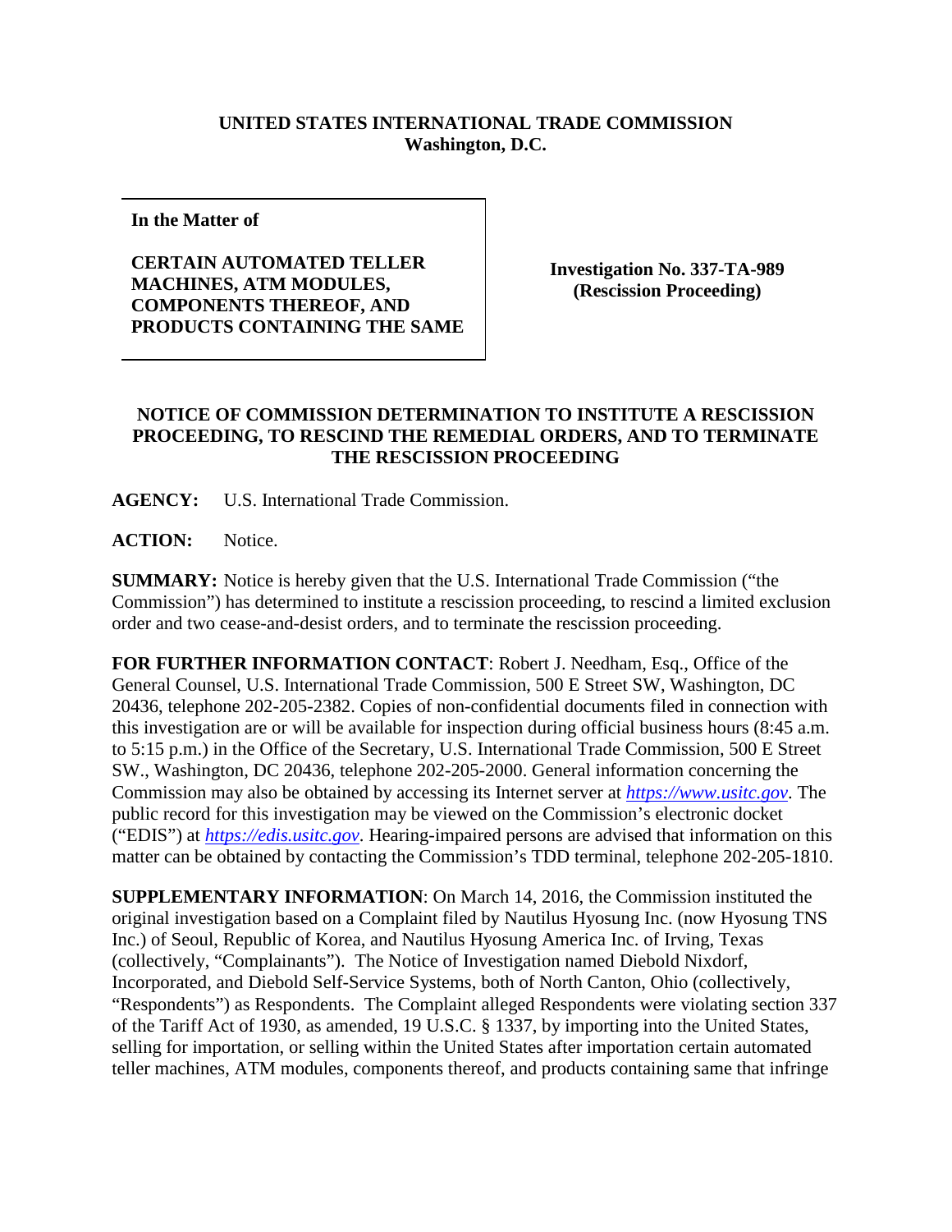**UNITED STATES INTERNATIONAL TRADE COMMISSION**
**Washington, D.C.**

| In the Matter of<br><br>**CERTAIN AUTOMATED TELLER MACHINES, ATM MODULES, COMPONENTS THEREOF, AND PRODUCTS CONTAINING THE SAME** | **Investigation No. 337-TA-989 (Rescission Proceeding)** |
| --- | --- |

**NOTICE OF COMMISSION DETERMINATION TO INSTITUTE A RESCISSION PROCEEDING, TO RESCIND THE REMEDIAL ORDERS, AND TO TERMINATE THE RESCISSION PROCEEDING**

**AGENCY:** U.S. International Trade Commission.

**ACTION:** Notice.

**SUMMARY:** Notice is hereby given that the U.S. International Trade Commission ("the Commission") has determined to institute a rescission proceeding, to rescind a limited exclusion order and two cease-and-desist orders, and to terminate the rescission proceeding.

**FOR FURTHER INFORMATION CONTACT**: Robert J. Needham, Esq., Office of the General Counsel, U.S. International Trade Commission, 500 E Street SW, Washington, DC 20436, telephone 202-205-2382. Copies of non-confidential documents filed in connection with this investigation are or will be available for inspection during official business hours (8:45 a.m. to 5:15 p.m.) in the Office of the Secretary, U.S. International Trade Commission, 500 E Street SW., Washington, DC 20436, telephone 202-205-2000. General information concerning the Commission may also be obtained by accessing its Internet server at *https://www.usitc.gov*. The public record for this investigation may be viewed on the Commission's electronic docket ("EDIS") at *https://edis.usitc.gov*. Hearing-impaired persons are advised that information on this matter can be obtained by contacting the Commission's TDD terminal, telephone 202-205-1810.

**SUPPLEMENTARY INFORMATION**: On March 14, 2016, the Commission instituted the original investigation based on a Complaint filed by Nautilus Hyosung Inc. (now Hyosung TNS Inc.) of Seoul, Republic of Korea, and Nautilus Hyosung America Inc. of Irving, Texas (collectively, "Complainants"). The Notice of Investigation named Diebold Nixdorf, Incorporated, and Diebold Self-Service Systems, both of North Canton, Ohio (collectively, "Respondents") as Respondents. The Complaint alleged Respondents were violating section 337 of the Tariff Act of 1930, as amended, 19 U.S.C. § 1337, by importing into the United States, selling for importation, or selling within the United States after importation certain automated teller machines, ATM modules, components thereof, and products containing same that infringe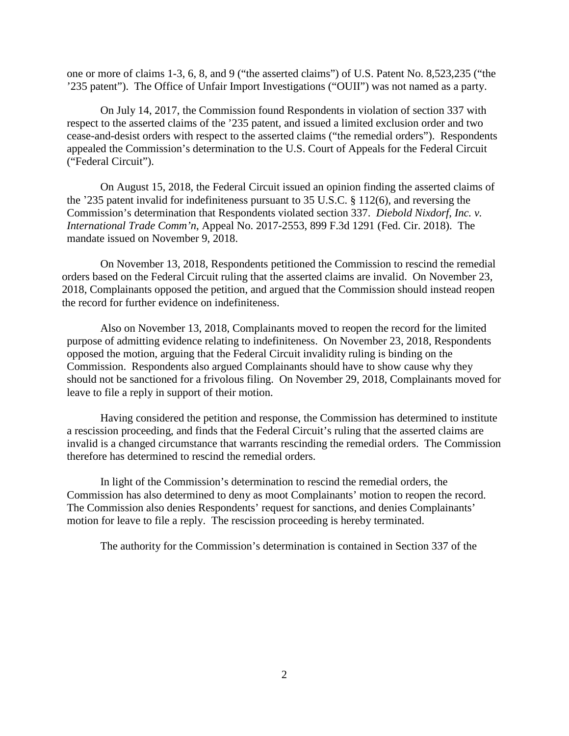one or more of claims 1-3, 6, 8, and 9 ("the asserted claims") of U.S. Patent No. 8,523,235 ("the '235 patent"). The Office of Unfair Import Investigations ("OUII") was not named as a party.

On July 14, 2017, the Commission found Respondents in violation of section 337 with respect to the asserted claims of the '235 patent, and issued a limited exclusion order and two cease-and-desist orders with respect to the asserted claims ("the remedial orders"). Respondents appealed the Commission's determination to the U.S. Court of Appeals for the Federal Circuit ("Federal Circuit").

On August 15, 2018, the Federal Circuit issued an opinion finding the asserted claims of the '235 patent invalid for indefiniteness pursuant to 35 U.S.C. § 112(6), and reversing the Commission's determination that Respondents violated section 337. *Diebold Nixdorf, Inc. v. International Trade Comm'n*, Appeal No. 2017-2553, 899 F.3d 1291 (Fed. Cir. 2018). The mandate issued on November 9, 2018.

On November 13, 2018, Respondents petitioned the Commission to rescind the remedial orders based on the Federal Circuit ruling that the asserted claims are invalid. On November 23, 2018, Complainants opposed the petition, and argued that the Commission should instead reopen the record for further evidence on indefiniteness.

Also on November 13, 2018, Complainants moved to reopen the record for the limited purpose of admitting evidence relating to indefiniteness. On November 23, 2018, Respondents opposed the motion, arguing that the Federal Circuit invalidity ruling is binding on the Commission. Respondents also argued Complainants should have to show cause why they should not be sanctioned for a frivolous filing. On November 29, 2018, Complainants moved for leave to file a reply in support of their motion.

Having considered the petition and response, the Commission has determined to institute a rescission proceeding, and finds that the Federal Circuit's ruling that the asserted claims are invalid is a changed circumstance that warrants rescinding the remedial orders. The Commission therefore has determined to rescind the remedial orders.

In light of the Commission's determination to rescind the remedial orders, the Commission has also determined to deny as moot Complainants' motion to reopen the record. The Commission also denies Respondents' request for sanctions, and denies Complainants' motion for leave to file a reply. The rescission proceeding is hereby terminated.

The authority for the Commission's determination is contained in Section 337 of the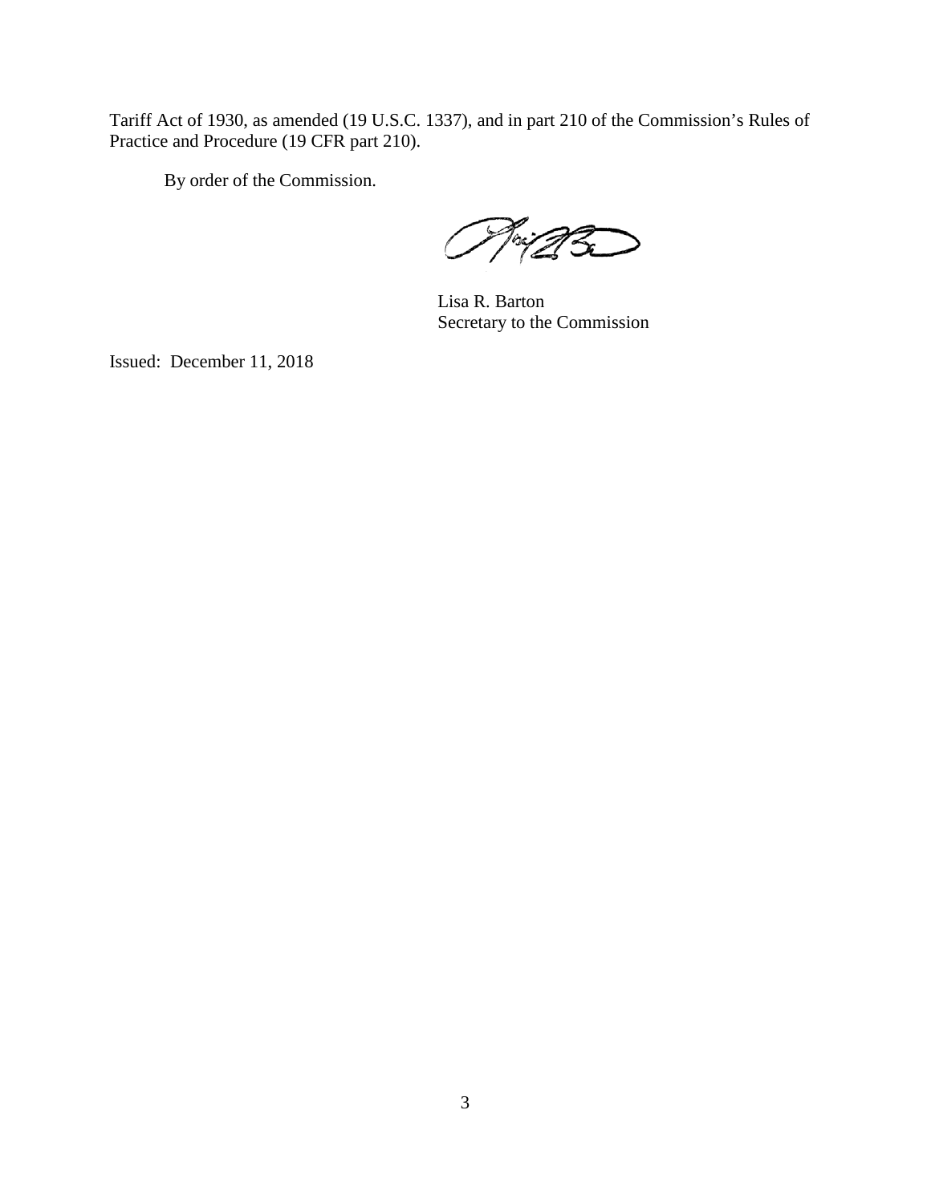Tariff Act of 1930, as amended (19 U.S.C. 1337), and in part 210 of the Commission's Rules of Practice and Procedure (19 CFR part 210).

By order of the Commission.

Lisa R. Barton
Secretary to the Commission

Issued: December 11, 2018